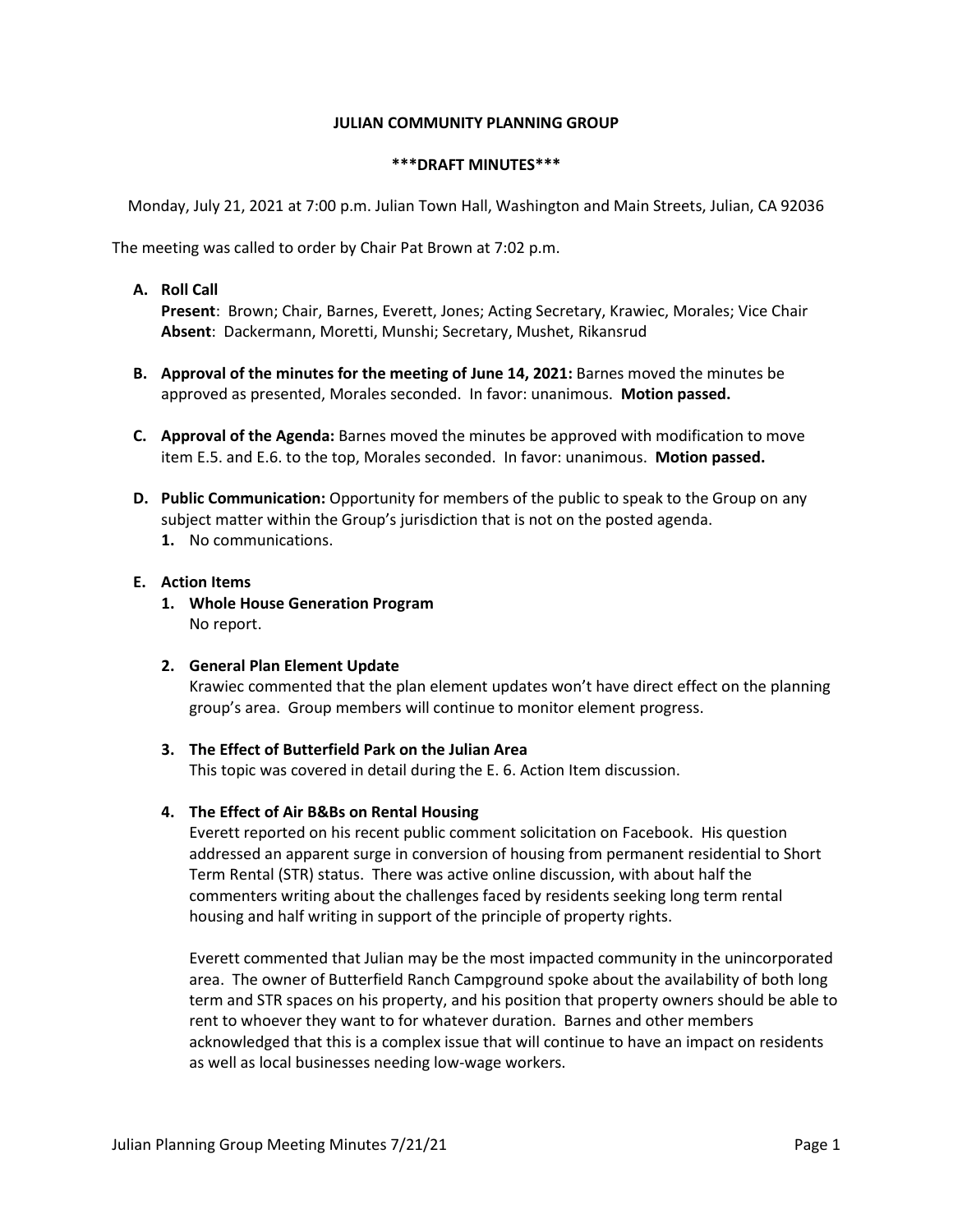**JULIAN COMMUNITY PLANNING GROUP**

**\*\*\*DRAFT MINUTES\*\*\***

Monday, July 21, 2021 at 7:00 p.m. Julian Town Hall, Washington and Main Streets, Julian, CA 92036

The meeting was called to order by Chair Pat Brown at 7:02 p.m.

**A. Roll Call**

**Present**: Brown; Chair, Barnes, Everett, Jones; Acting Secretary, Krawiec, Morales; Vice Chair
**Absent**: Dackermann, Moretti, Munshi; Secretary, Mushet, Rikansrud

**B. Approval of the minutes for the meeting of June 14, 2021:** Barnes moved the minutes be approved as presented, Morales seconded. In favor: unanimous. **Motion passed.**

**C. Approval of the Agenda:** Barnes moved the minutes be approved with modification to move item E.5. and E.6. to the top, Morales seconded. In favor: unanimous. **Motion passed.**

**D. Public Communication:** Opportunity for members of the public to speak to the Group on any subject matter within the Group's jurisdiction that is not on the posted agenda.

1. No communications.

**E. Action Items**

1. **Whole House Generation Program**
   No report.

2. **General Plan Element Update**
   Krawiec commented that the plan element updates won't have direct effect on the planning group's area. Group members will continue to monitor element progress.

3. **The Effect of Butterfield Park on the Julian Area**
   This topic was covered in detail during the E. 6. Action Item discussion.

4. **The Effect of Air B&Bs on Rental Housing**
   Everett reported on his recent public comment solicitation on Facebook. His question addressed an apparent surge in conversion of housing from permanent residential to Short Term Rental (STR) status. There was active online discussion, with about half the commenters writing about the challenges faced by residents seeking long term rental housing and half writing in support of the principle of property rights.

   Everett commented that Julian may be the most impacted community in the unincorporated area. The owner of Butterfield Ranch Campground spoke about the availability of both long term and STR spaces on his property, and his position that property owners should be able to rent to whoever they want to for whatever duration. Barnes and other members acknowledged that this is a complex issue that will continue to have an impact on residents as well as local businesses needing low-wage workers.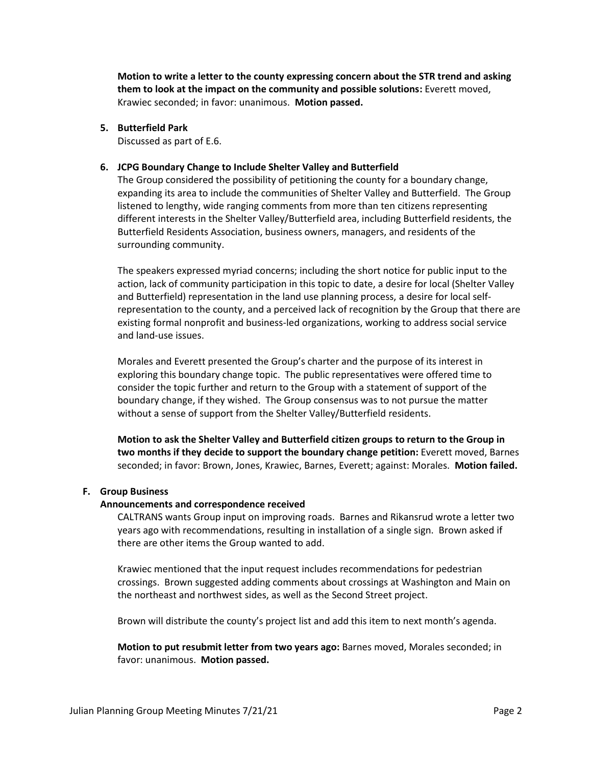**Motion to write a letter to the county expressing concern about the STR trend and asking them to look at the impact on the community and possible solutions:** Everett moved, Krawiec seconded; in favor: unanimous. **Motion passed.**

**5. Butterfield Park**

Discussed as part of E.6.

**6. JCPG Boundary Change to Include Shelter Valley and Butterfield**

The Group considered the possibility of petitioning the county for a boundary change, expanding its area to include the communities of Shelter Valley and Butterfield. The Group listened to lengthy, wide ranging comments from more than ten citizens representing different interests in the Shelter Valley/Butterfield area, including Butterfield residents, the Butterfield Residents Association, business owners, managers, and residents of the surrounding community.

The speakers expressed myriad concerns; including the short notice for public input to the action, lack of community participation in this topic to date, a desire for local (Shelter Valley and Butterfield) representation in the land use planning process, a desire for local self-representation to the county, and a perceived lack of recognition by the Group that there are existing formal nonprofit and business-led organizations, working to address social service and land-use issues.

Morales and Everett presented the Group's charter and the purpose of its interest in exploring this boundary change topic. The public representatives were offered time to consider the topic further and return to the Group with a statement of support of the boundary change, if they wished. The Group consensus was to not pursue the matter without a sense of support from the Shelter Valley/Butterfield residents.

**Motion to ask the Shelter Valley and Butterfield citizen groups to return to the Group in two months if they decide to support the boundary change petition:** Everett moved, Barnes seconded; in favor: Brown, Jones, Krawiec, Barnes, Everett; against: Morales. **Motion failed.**

**F. Group Business**

**Announcements and correspondence received**

CALTRANS wants Group input on improving roads. Barnes and Rikansrud wrote a letter two years ago with recommendations, resulting in installation of a single sign. Brown asked if there are other items the Group wanted to add.

Krawiec mentioned that the input request includes recommendations for pedestrian crossings. Brown suggested adding comments about crossings at Washington and Main on the northeast and northwest sides, as well as the Second Street project.

Brown will distribute the county's project list and add this item to next month's agenda.

**Motion to put resubmit letter from two years ago:** Barnes moved, Morales seconded; in favor: unanimous. **Motion passed.**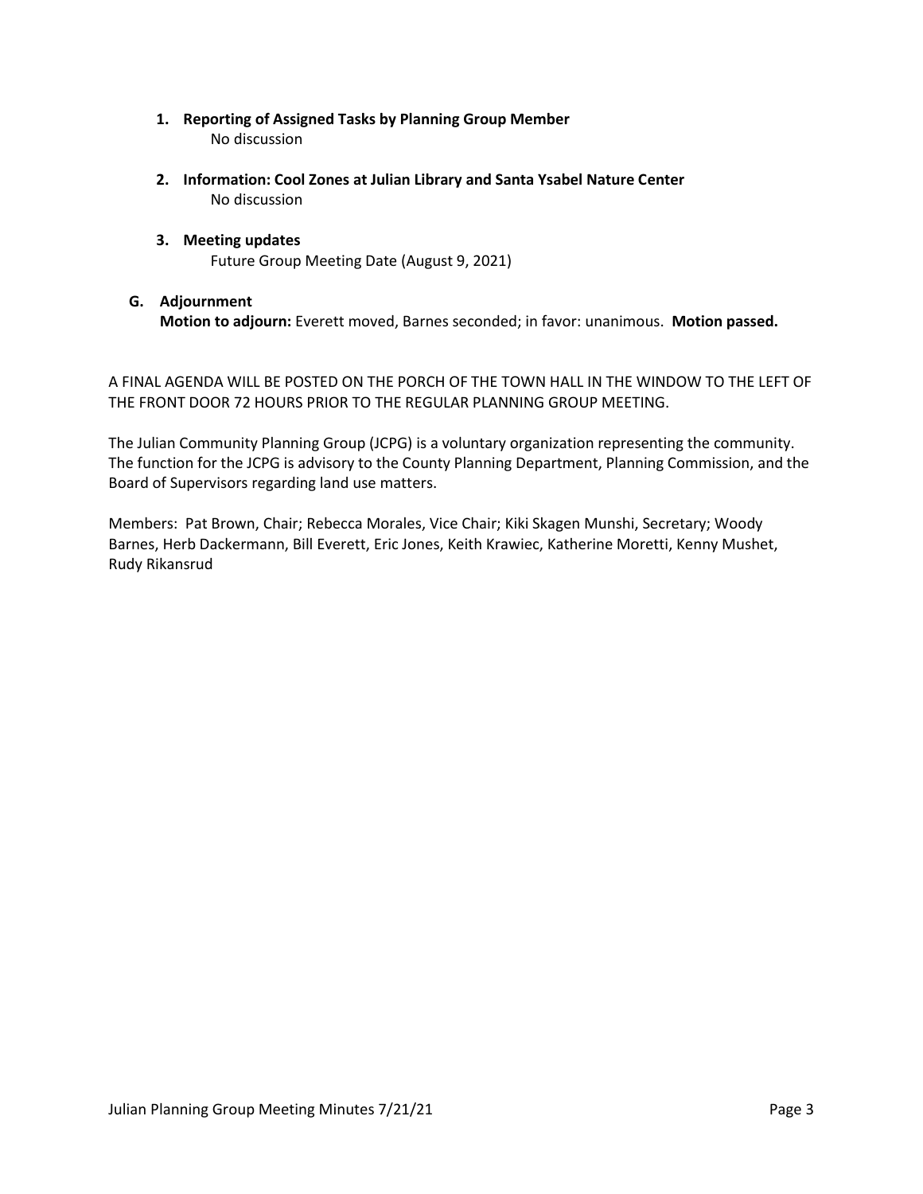1. **Reporting of Assigned Tasks by Planning Group Member**
   No discussion

2. **Information: Cool Zones at Julian Library and Santa Ysabel Nature Center**
   No discussion

3. **Meeting updates**
   Future Group Meeting Date (August 9, 2021)

**G. Adjournment**
**Motion to adjourn:** Everett moved, Barnes seconded; in favor: unanimous. **Motion passed.**

A FINAL AGENDA WILL BE POSTED ON THE PORCH OF THE TOWN HALL IN THE WINDOW TO THE LEFT OF THE FRONT DOOR 72 HOURS PRIOR TO THE REGULAR PLANNING GROUP MEETING.

The Julian Community Planning Group (JCPG) is a voluntary organization representing the community. The function for the JCPG is advisory to the County Planning Department, Planning Commission, and the Board of Supervisors regarding land use matters.

Members: Pat Brown, Chair; Rebecca Morales, Vice Chair; Kiki Skagen Munshi, Secretary; Woody Barnes, Herb Dackermann, Bill Everett, Eric Jones, Keith Krawiec, Katherine Moretti, Kenny Mushet, Rudy Rikansrud